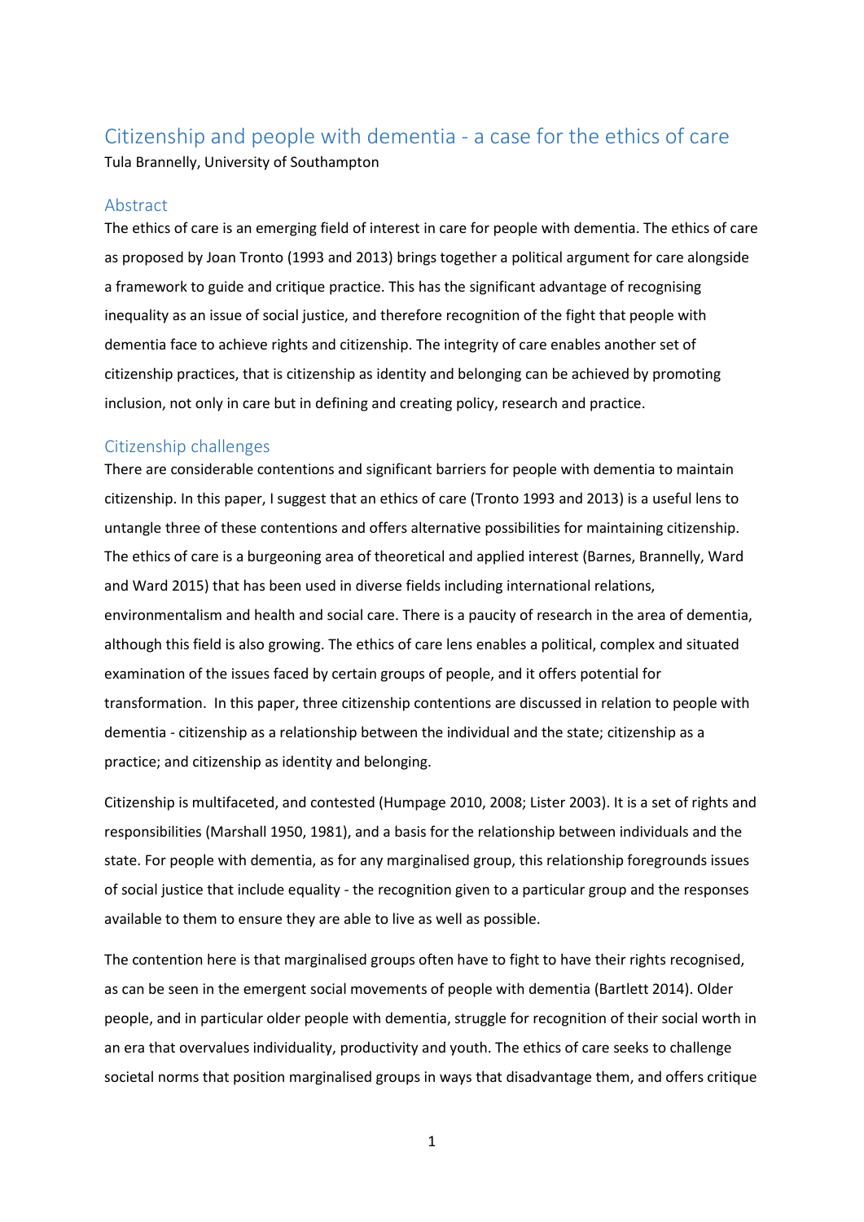# Citizenship and people with dementia - a case for the ethics of care

Tula Brannelly, University of Southampton

## Abstract

The ethics of care is an emerging field of interest in care for people with dementia. The ethics of care as proposed by Joan Tronto (1993 and 2013) brings together a political argument for care alongside a framework to guide and critique practice. This has the significant advantage of recognising inequality as an issue of social justice, and therefore recognition of the fight that people with dementia face to achieve rights and citizenship. The integrity of care enables another set of citizenship practices, that is citizenship as identity and belonging can be achieved by promoting inclusion, not only in care but in defining and creating policy, research and practice.

## Citizenship challenges

There are considerable contentions and significant barriers for people with dementia to maintain citizenship. In this paper, I suggest that an ethics of care (Tronto 1993 and 2013) is a useful lens to untangle three of these contentions and offers alternative possibilities for maintaining citizenship. The ethics of care is a burgeoning area of theoretical and applied interest (Barnes, Brannelly, Ward and Ward 2015) that has been used in diverse fields including international relations, environmentalism and health and social care. There is a paucity of research in the area of dementia, although this field is also growing. The ethics of care lens enables a political, complex and situated examination of the issues faced by certain groups of people, and it offers potential for transformation. In this paper, three citizenship contentions are discussed in relation to people with dementia - citizenship as a relationship between the individual and the state; citizenship as a practice; and citizenship as identity and belonging.

Citizenship is multifaceted, and contested (Humpage 2010, 2008; Lister 2003). It is a set of rights and responsibilities (Marshall 1950, 1981), and a basis for the relationship between individuals and the state. For people with dementia, as for any marginalised group, this relationship foregrounds issues of social justice that include equality - the recognition given to a particular group and the responses available to them to ensure they are able to live as well as possible.

The contention here is that marginalised groups often have to fight to have their rights recognised, as can be seen in the emergent social movements of people with dementia (Bartlett 2014). Older people, and in particular older people with dementia, struggle for recognition of their social worth in an era that overvalues individuality, productivity and youth. The ethics of care seeks to challenge societal norms that position marginalised groups in ways that disadvantage them, and offers critique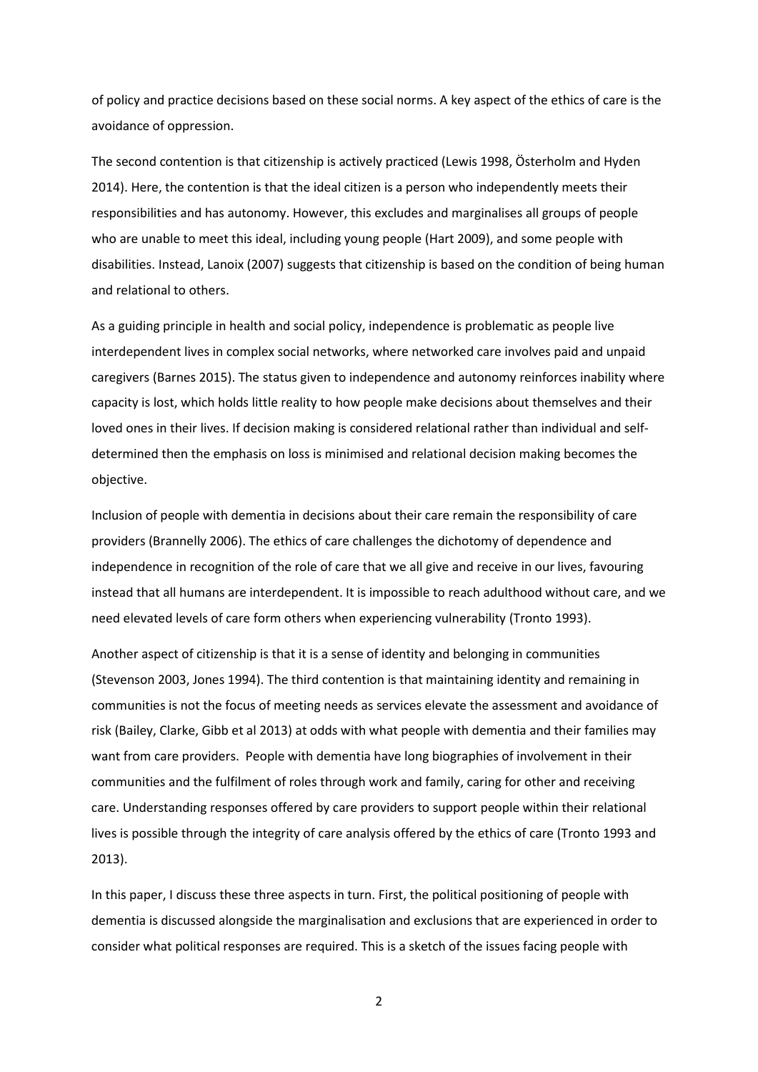of policy and practice decisions based on these social norms. A key aspect of the ethics of care is the avoidance of oppression.

The second contention is that citizenship is actively practiced (Lewis 1998, Österholm and Hyden 2014). Here, the contention is that the ideal citizen is a person who independently meets their responsibilities and has autonomy. However, this excludes and marginalises all groups of people who are unable to meet this ideal, including young people (Hart 2009), and some people with disabilities. Instead, Lanoix (2007) suggests that citizenship is based on the condition of being human and relational to others.

As a guiding principle in health and social policy, independence is problematic as people live interdependent lives in complex social networks, where networked care involves paid and unpaid caregivers (Barnes 2015). The status given to independence and autonomy reinforces inability where capacity is lost, which holds little reality to how people make decisions about themselves and their loved ones in their lives. If decision making is considered relational rather than individual and self-determined then the emphasis on loss is minimised and relational decision making becomes the objective.

Inclusion of people with dementia in decisions about their care remain the responsibility of care providers (Brannelly 2006). The ethics of care challenges the dichotomy of dependence and independence in recognition of the role of care that we all give and receive in our lives, favouring instead that all humans are interdependent. It is impossible to reach adulthood without care, and we need elevated levels of care form others when experiencing vulnerability (Tronto 1993).

Another aspect of citizenship is that it is a sense of identity and belonging in communities (Stevenson 2003, Jones 1994). The third contention is that maintaining identity and remaining in communities is not the focus of meeting needs as services elevate the assessment and avoidance of risk (Bailey, Clarke, Gibb et al 2013) at odds with what people with dementia and their families may want from care providers. People with dementia have long biographies of involvement in their communities and the fulfilment of roles through work and family, caring for other and receiving care. Understanding responses offered by care providers to support people within their relational lives is possible through the integrity of care analysis offered by the ethics of care (Tronto 1993 and 2013).

In this paper, I discuss these three aspects in turn. First, the political positioning of people with dementia is discussed alongside the marginalisation and exclusions that are experienced in order to consider what political responses are required. This is a sketch of the issues facing people with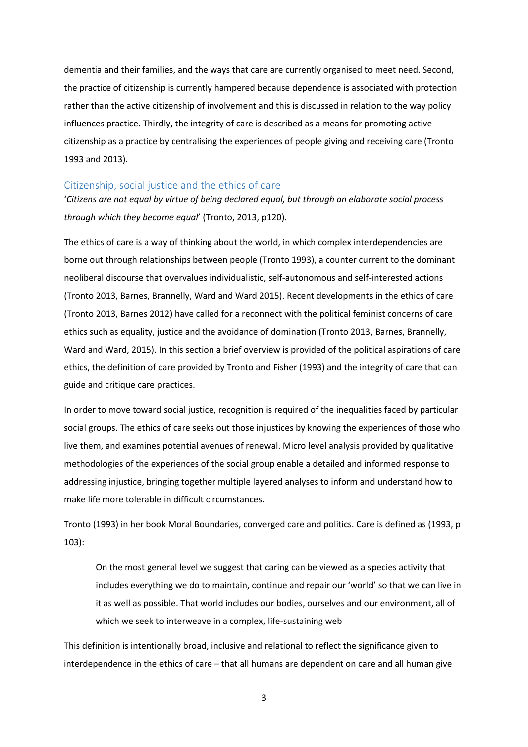dementia and their families, and the ways that care are currently organised to meet need. Second, the practice of citizenship is currently hampered because dependence is associated with protection rather than the active citizenship of involvement and this is discussed in relation to the way policy influences practice. Thirdly, the integrity of care is described as a means for promoting active citizenship as a practice by centralising the experiences of people giving and receiving care (Tronto 1993 and 2013).

## Citizenship, social justice and the ethics of care

'*Citizens are not equal by virtue of being declared equal, but through an elaborate social process through which they become equal*' (Tronto, 2013, p120).

The ethics of care is a way of thinking about the world, in which complex interdependencies are borne out through relationships between people (Tronto 1993), a counter current to the dominant neoliberal discourse that overvalues individualistic, self-autonomous and self-interested actions (Tronto 2013, Barnes, Brannelly, Ward and Ward 2015). Recent developments in the ethics of care (Tronto 2013, Barnes 2012) have called for a reconnect with the political feminist concerns of care ethics such as equality, justice and the avoidance of domination (Tronto 2013, Barnes, Brannelly, Ward and Ward, 2015). In this section a brief overview is provided of the political aspirations of care ethics, the definition of care provided by Tronto and Fisher (1993) and the integrity of care that can guide and critique care practices.

In order to move toward social justice, recognition is required of the inequalities faced by particular social groups. The ethics of care seeks out those injustices by knowing the experiences of those who live them, and examines potential avenues of renewal. Micro level analysis provided by qualitative methodologies of the experiences of the social group enable a detailed and informed response to addressing injustice, bringing together multiple layered analyses to inform and understand how to make life more tolerable in difficult circumstances.

Tronto (1993) in her book Moral Boundaries, converged care and politics. Care is defined as (1993, p 103):

> On the most general level we suggest that caring can be viewed as a species activity that includes everything we do to maintain, continue and repair our 'world' so that we can live in it as well as possible. That world includes our bodies, ourselves and our environment, all of which we seek to interweave in a complex, life-sustaining web

This definition is intentionally broad, inclusive and relational to reflect the significance given to interdependence in the ethics of care – that all humans are dependent on care and all human give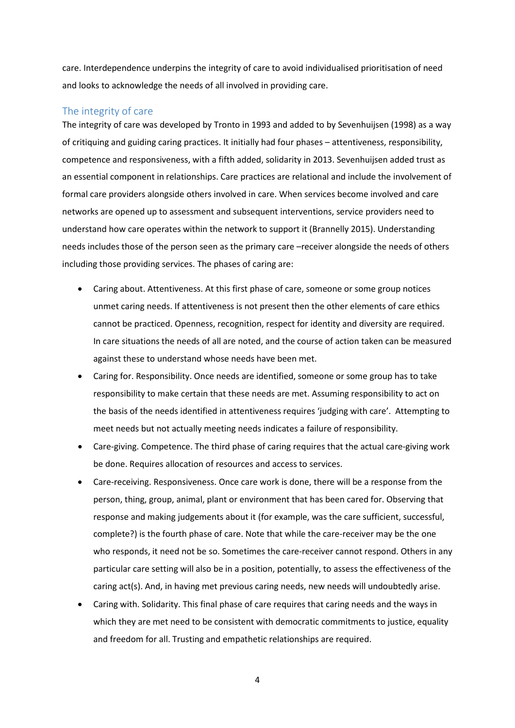care. Interdependence underpins the integrity of care to avoid individualised prioritisation of need and looks to acknowledge the needs of all involved in providing care.

## The integrity of care

The integrity of care was developed by Tronto in 1993 and added to by Sevenhuijsen (1998) as a way of critiquing and guiding caring practices. It initially had four phases – attentiveness, responsibility, competence and responsiveness, with a fifth added, solidarity in 2013. Sevenhuijsen added trust as an essential component in relationships. Care practices are relational and include the involvement of formal care providers alongside others involved in care. When services become involved and care networks are opened up to assessment and subsequent interventions, service providers need to understand how care operates within the network to support it (Brannelly 2015). Understanding needs includes those of the person seen as the primary care –receiver alongside the needs of others including those providing services. The phases of caring are:

- Caring about. Attentiveness. At this first phase of care, someone or some group notices unmet caring needs. If attentiveness is not present then the other elements of care ethics cannot be practiced. Openness, recognition, respect for identity and diversity are required. In care situations the needs of all are noted, and the course of action taken can be measured against these to understand whose needs have been met.
- Caring for. Responsibility. Once needs are identified, someone or some group has to take responsibility to make certain that these needs are met. Assuming responsibility to act on the basis of the needs identified in attentiveness requires 'judging with care'. Attempting to meet needs but not actually meeting needs indicates a failure of responsibility.
- Care-giving. Competence. The third phase of caring requires that the actual care-giving work be done. Requires allocation of resources and access to services.
- Care-receiving. Responsiveness. Once care work is done, there will be a response from the person, thing, group, animal, plant or environment that has been cared for. Observing that response and making judgements about it (for example, was the care sufficient, successful, complete?) is the fourth phase of care. Note that while the care-receiver may be the one who responds, it need not be so. Sometimes the care-receiver cannot respond. Others in any particular care setting will also be in a position, potentially, to assess the effectiveness of the caring act(s). And, in having met previous caring needs, new needs will undoubtedly arise.
- Caring with. Solidarity. This final phase of care requires that caring needs and the ways in which they are met need to be consistent with democratic commitments to justice, equality and freedom for all. Trusting and empathetic relationships are required.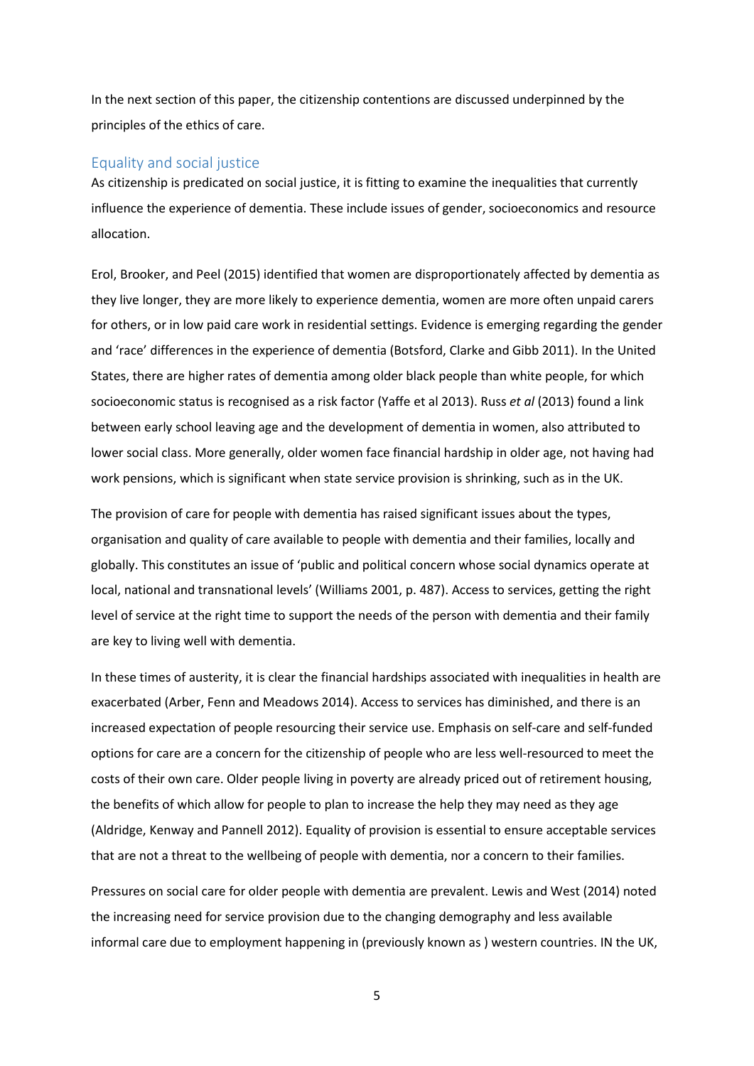In the next section of this paper, the citizenship contentions are discussed underpinned by the principles of the ethics of care.

## Equality and social justice

As citizenship is predicated on social justice, it is fitting to examine the inequalities that currently influence the experience of dementia. These include issues of gender, socioeconomics and resource allocation.

Erol, Brooker, and Peel (2015) identified that women are disproportionately affected by dementia as they live longer, they are more likely to experience dementia, women are more often unpaid carers for others, or in low paid care work in residential settings. Evidence is emerging regarding the gender and 'race' differences in the experience of dementia (Botsford, Clarke and Gibb 2011). In the United States, there are higher rates of dementia among older black people than white people, for which socioeconomic status is recognised as a risk factor (Yaffe et al 2013). Russ *et al* (2013) found a link between early school leaving age and the development of dementia in women, also attributed to lower social class. More generally, older women face financial hardship in older age, not having had work pensions, which is significant when state service provision is shrinking, such as in the UK.

The provision of care for people with dementia has raised significant issues about the types, organisation and quality of care available to people with dementia and their families, locally and globally. This constitutes an issue of 'public and political concern whose social dynamics operate at local, national and transnational levels' (Williams 2001, p. 487). Access to services, getting the right level of service at the right time to support the needs of the person with dementia and their family are key to living well with dementia.

In these times of austerity, it is clear the financial hardships associated with inequalities in health are exacerbated (Arber, Fenn and Meadows 2014). Access to services has diminished, and there is an increased expectation of people resourcing their service use. Emphasis on self-care and self-funded options for care are a concern for the citizenship of people who are less well-resourced to meet the costs of their own care. Older people living in poverty are already priced out of retirement housing, the benefits of which allow for people to plan to increase the help they may need as they age (Aldridge, Kenway and Pannell 2012). Equality of provision is essential to ensure acceptable services that are not a threat to the wellbeing of people with dementia, nor a concern to their families.

Pressures on social care for older people with dementia are prevalent. Lewis and West (2014) noted the increasing need for service provision due to the changing demography and less available informal care due to employment happening in (previously known as ) western countries. IN the UK,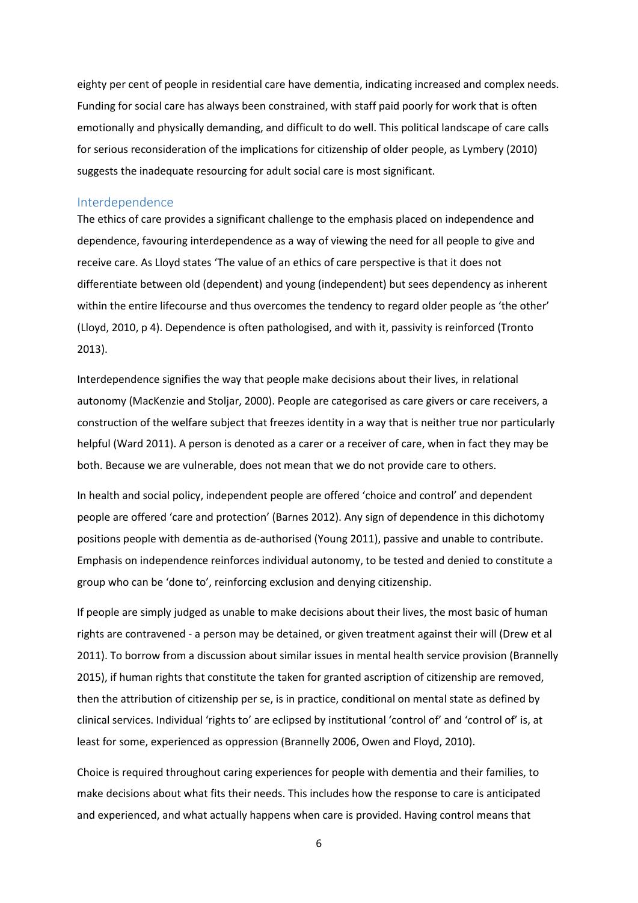eighty per cent of people in residential care have dementia, indicating increased and complex needs. Funding for social care has always been constrained, with staff paid poorly for work that is often emotionally and physically demanding, and difficult to do well. This political landscape of care calls for serious reconsideration of the implications for citizenship of older people, as Lymbery (2010) suggests the inadequate resourcing for adult social care is most significant.

## Interdependence

The ethics of care provides a significant challenge to the emphasis placed on independence and dependence, favouring interdependence as a way of viewing the need for all people to give and receive care. As Lloyd states 'The value of an ethics of care perspective is that it does not differentiate between old (dependent) and young (independent) but sees dependency as inherent within the entire lifecourse and thus overcomes the tendency to regard older people as 'the other' (Lloyd, 2010, p 4). Dependence is often pathologised, and with it, passivity is reinforced (Tronto 2013).

Interdependence signifies the way that people make decisions about their lives, in relational autonomy (MacKenzie and Stoljar, 2000). People are categorised as care givers or care receivers, a construction of the welfare subject that freezes identity in a way that is neither true nor particularly helpful (Ward 2011). A person is denoted as a carer or a receiver of care, when in fact they may be both. Because we are vulnerable, does not mean that we do not provide care to others.

In health and social policy, independent people are offered 'choice and control' and dependent people are offered 'care and protection' (Barnes 2012). Any sign of dependence in this dichotomy positions people with dementia as de-authorised (Young 2011), passive and unable to contribute. Emphasis on independence reinforces individual autonomy, to be tested and denied to constitute a group who can be 'done to', reinforcing exclusion and denying citizenship.

If people are simply judged as unable to make decisions about their lives, the most basic of human rights are contravened - a person may be detained, or given treatment against their will (Drew et al 2011). To borrow from a discussion about similar issues in mental health service provision (Brannelly 2015), if human rights that constitute the taken for granted ascription of citizenship are removed, then the attribution of citizenship per se, is in practice, conditional on mental state as defined by clinical services. Individual 'rights to' are eclipsed by institutional 'control of' and 'control of' is, at least for some, experienced as oppression (Brannelly 2006, Owen and Floyd, 2010).

Choice is required throughout caring experiences for people with dementia and their families, to make decisions about what fits their needs. This includes how the response to care is anticipated and experienced, and what actually happens when care is provided. Having control means that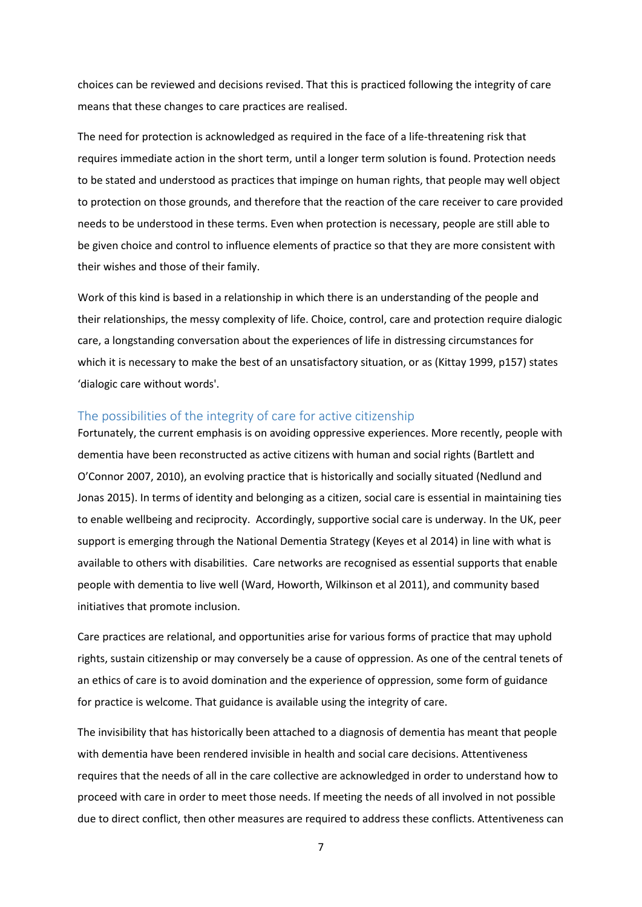choices can be reviewed and decisions revised. That this is practiced following the integrity of care means that these changes to care practices are realised.

The need for protection is acknowledged as required in the face of a life-threatening risk that requires immediate action in the short term, until a longer term solution is found. Protection needs to be stated and understood as practices that impinge on human rights, that people may well object to protection on those grounds, and therefore that the reaction of the care receiver to care provided needs to be understood in these terms. Even when protection is necessary, people are still able to be given choice and control to influence elements of practice so that they are more consistent with their wishes and those of their family.

Work of this kind is based in a relationship in which there is an understanding of the people and their relationships, the messy complexity of life. Choice, control, care and protection require dialogic care, a longstanding conversation about the experiences of life in distressing circumstances for which it is necessary to make the best of an unsatisfactory situation, or as (Kittay 1999, p157) states 'dialogic care without words'.

## The possibilities of the integrity of care for active citizenship

Fortunately, the current emphasis is on avoiding oppressive experiences. More recently, people with dementia have been reconstructed as active citizens with human and social rights (Bartlett and O'Connor 2007, 2010), an evolving practice that is historically and socially situated (Nedlund and Jonas 2015). In terms of identity and belonging as a citizen, social care is essential in maintaining ties to enable wellbeing and reciprocity. Accordingly, supportive social care is underway. In the UK, peer support is emerging through the National Dementia Strategy (Keyes et al 2014) in line with what is available to others with disabilities. Care networks are recognised as essential supports that enable people with dementia to live well (Ward, Howorth, Wilkinson et al 2011), and community based initiatives that promote inclusion.

Care practices are relational, and opportunities arise for various forms of practice that may uphold rights, sustain citizenship or may conversely be a cause of oppression. As one of the central tenets of an ethics of care is to avoid domination and the experience of oppression, some form of guidance for practice is welcome. That guidance is available using the integrity of care.

The invisibility that has historically been attached to a diagnosis of dementia has meant that people with dementia have been rendered invisible in health and social care decisions. Attentiveness requires that the needs of all in the care collective are acknowledged in order to understand how to proceed with care in order to meet those needs. If meeting the needs of all involved in not possible due to direct conflict, then other measures are required to address these conflicts. Attentiveness can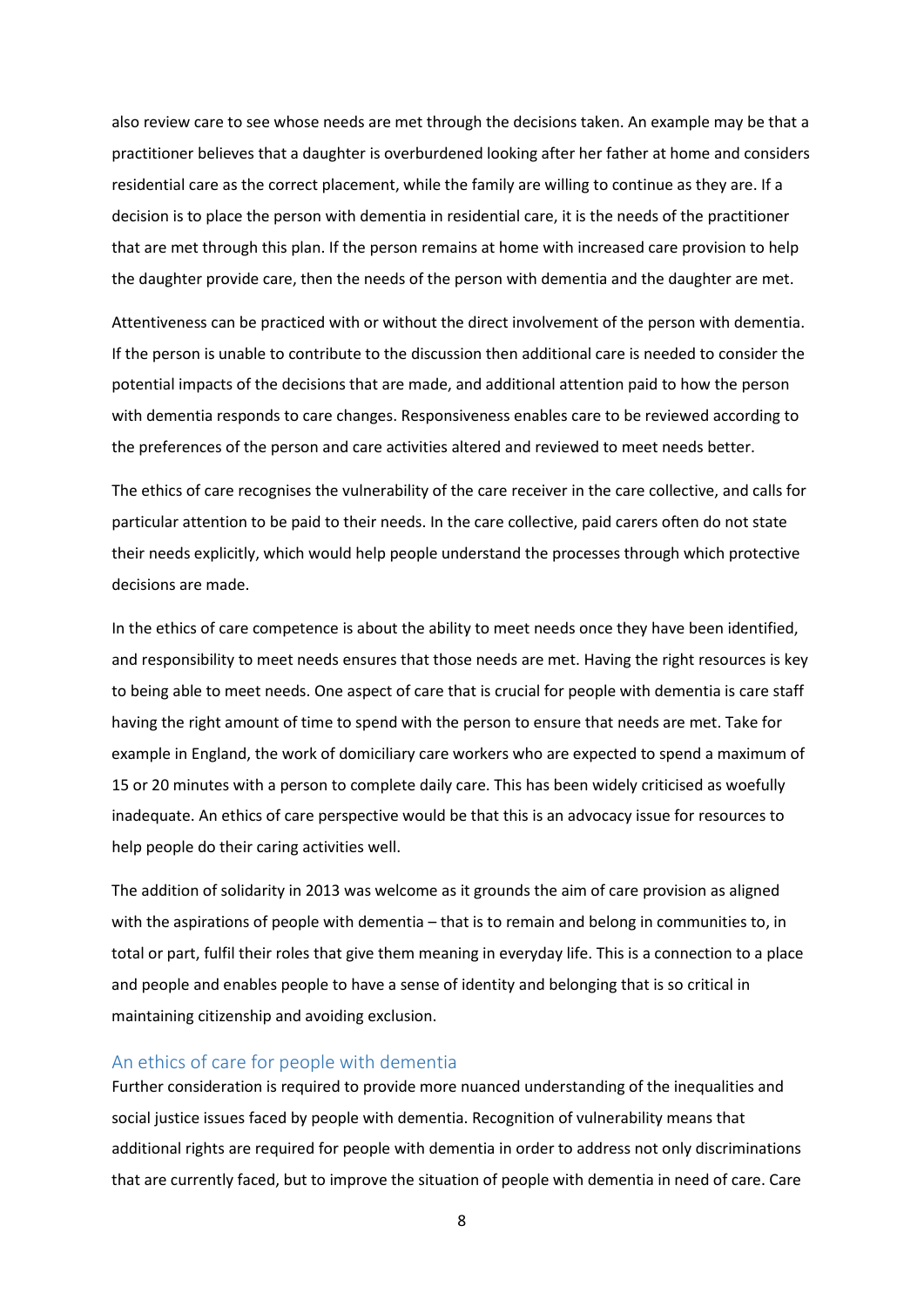also review care to see whose needs are met through the decisions taken. An example may be that a practitioner believes that a daughter is overburdened looking after her father at home and considers residential care as the correct placement, while the family are willing to continue as they are. If a decision is to place the person with dementia in residential care, it is the needs of the practitioner that are met through this plan. If the person remains at home with increased care provision to help the daughter provide care, then the needs of the person with dementia and the daughter are met.

Attentiveness can be practiced with or without the direct involvement of the person with dementia. If the person is unable to contribute to the discussion then additional care is needed to consider the potential impacts of the decisions that are made, and additional attention paid to how the person with dementia responds to care changes. Responsiveness enables care to be reviewed according to the preferences of the person and care activities altered and reviewed to meet needs better.

The ethics of care recognises the vulnerability of the care receiver in the care collective, and calls for particular attention to be paid to their needs. In the care collective, paid carers often do not state their needs explicitly, which would help people understand the processes through which protective decisions are made.

In the ethics of care competence is about the ability to meet needs once they have been identified, and responsibility to meet needs ensures that those needs are met. Having the right resources is key to being able to meet needs. One aspect of care that is crucial for people with dementia is care staff having the right amount of time to spend with the person to ensure that needs are met. Take for example in England, the work of domiciliary care workers who are expected to spend a maximum of 15 or 20 minutes with a person to complete daily care. This has been widely criticised as woefully inadequate. An ethics of care perspective would be that this is an advocacy issue for resources to help people do their caring activities well.

The addition of solidarity in 2013 was welcome as it grounds the aim of care provision as aligned with the aspirations of people with dementia – that is to remain and belong in communities to, in total or part, fulfil their roles that give them meaning in everyday life. This is a connection to a place and people and enables people to have a sense of identity and belonging that is so critical in maintaining citizenship and avoiding exclusion.

## An ethics of care for people with dementia

Further consideration is required to provide more nuanced understanding of the inequalities and social justice issues faced by people with dementia. Recognition of vulnerability means that additional rights are required for people with dementia in order to address not only discriminations that are currently faced, but to improve the situation of people with dementia in need of care. Care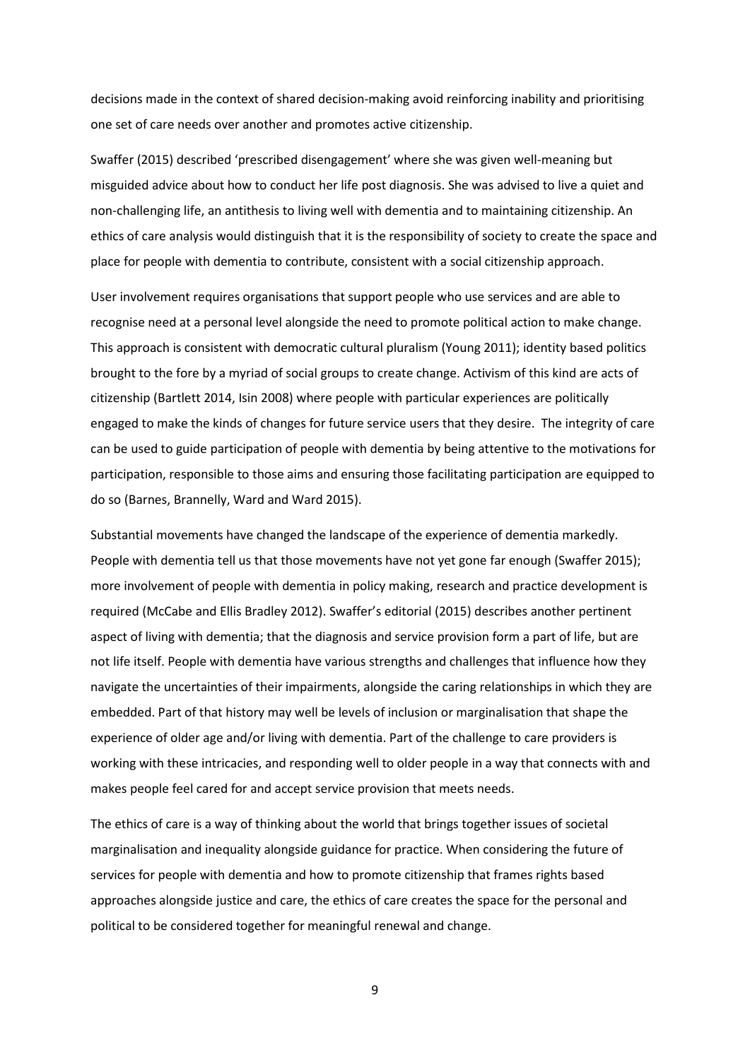decisions made in the context of shared decision-making avoid reinforcing inability and prioritising one set of care needs over another and promotes active citizenship.

Swaffer (2015) described 'prescribed disengagement' where she was given well-meaning but misguided advice about how to conduct her life post diagnosis. She was advised to live a quiet and non-challenging life, an antithesis to living well with dementia and to maintaining citizenship. An ethics of care analysis would distinguish that it is the responsibility of society to create the space and place for people with dementia to contribute, consistent with a social citizenship approach.

User involvement requires organisations that support people who use services and are able to recognise need at a personal level alongside the need to promote political action to make change. This approach is consistent with democratic cultural pluralism (Young 2011); identity based politics brought to the fore by a myriad of social groups to create change. Activism of this kind are acts of citizenship (Bartlett 2014, Isin 2008) where people with particular experiences are politically engaged to make the kinds of changes for future service users that they desire. The integrity of care can be used to guide participation of people with dementia by being attentive to the motivations for participation, responsible to those aims and ensuring those facilitating participation are equipped to do so (Barnes, Brannelly, Ward and Ward 2015).

Substantial movements have changed the landscape of the experience of dementia markedly. People with dementia tell us that those movements have not yet gone far enough (Swaffer 2015); more involvement of people with dementia in policy making, research and practice development is required (McCabe and Ellis Bradley 2012). Swaffer's editorial (2015) describes another pertinent aspect of living with dementia; that the diagnosis and service provision form a part of life, but are not life itself. People with dementia have various strengths and challenges that influence how they navigate the uncertainties of their impairments, alongside the caring relationships in which they are embedded. Part of that history may well be levels of inclusion or marginalisation that shape the experience of older age and/or living with dementia. Part of the challenge to care providers is working with these intricacies, and responding well to older people in a way that connects with and makes people feel cared for and accept service provision that meets needs.

The ethics of care is a way of thinking about the world that brings together issues of societal marginalisation and inequality alongside guidance for practice. When considering the future of services for people with dementia and how to promote citizenship that frames rights based approaches alongside justice and care, the ethics of care creates the space for the personal and political to be considered together for meaningful renewal and change.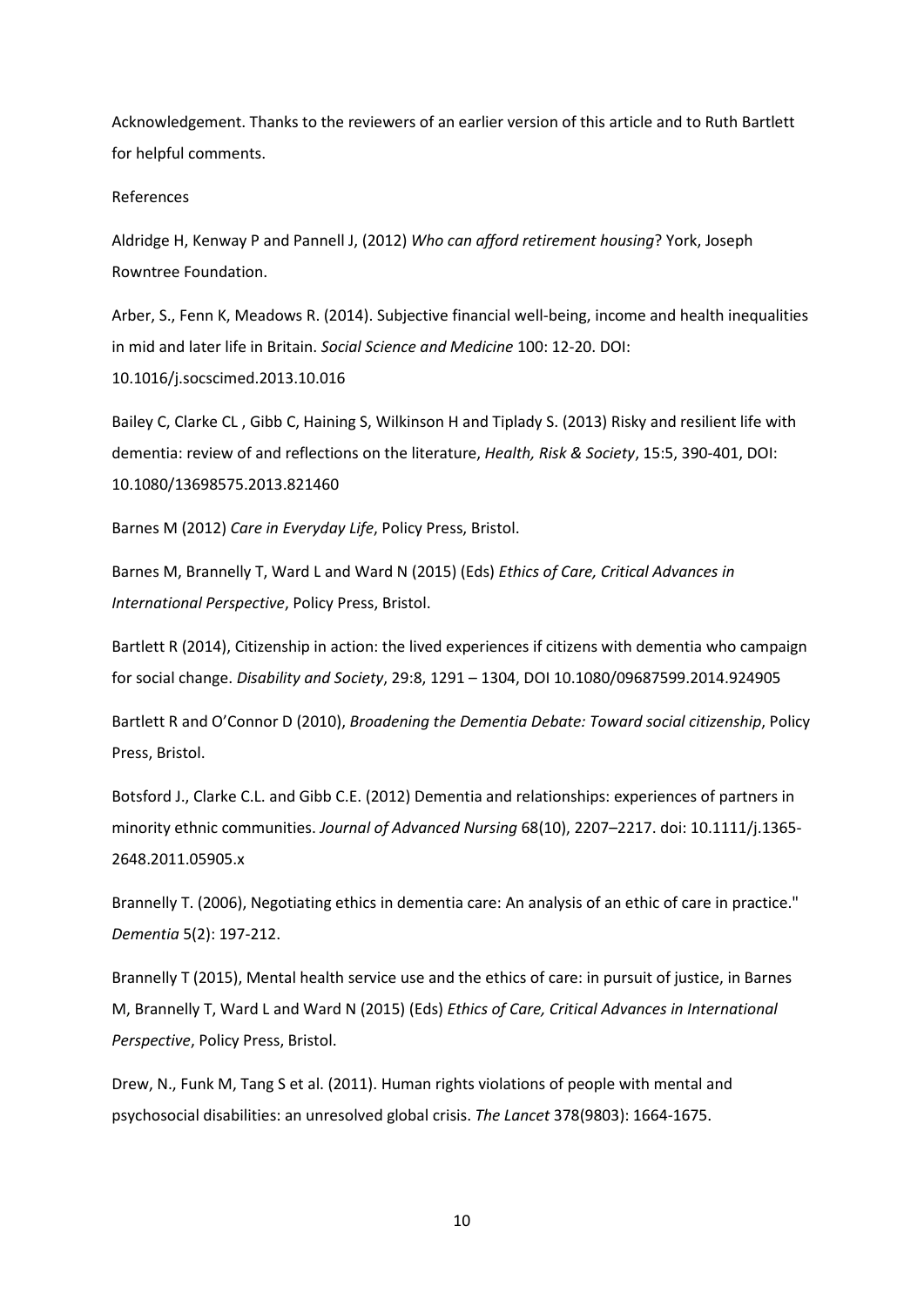Acknowledgement. Thanks to the reviewers of an earlier version of this article and to Ruth Bartlett for helpful comments.

References

Aldridge H, Kenway P and Pannell J, (2012) *Who can afford retirement housing*? York, Joseph Rowntree Foundation.

Arber, S., Fenn K, Meadows R. (2014). Subjective financial well-being, income and health inequalities in mid and later life in Britain. *Social Science and Medicine* 100: 12-20. DOI: 10.1016/j.socscimed.2013.10.016

Bailey C, Clarke CL , Gibb C, Haining S, Wilkinson H and Tiplady S. (2013) Risky and resilient life with dementia: review of and reflections on the literature, *Health, Risk & Society*, 15:5, 390-401, DOI: 10.1080/13698575.2013.821460

Barnes M (2012) *Care in Everyday Life*, Policy Press, Bristol.

Barnes M, Brannelly T, Ward L and Ward N (2015) (Eds) *Ethics of Care, Critical Advances in International Perspective*, Policy Press, Bristol.

Bartlett R (2014), Citizenship in action: the lived experiences if citizens with dementia who campaign for social change. *Disability and Society*, 29:8, 1291 – 1304, DOI 10.1080/09687599.2014.924905

Bartlett R and O'Connor D (2010), *Broadening the Dementia Debate: Toward social citizenship*, Policy Press, Bristol.

Botsford J., Clarke C.L. and Gibb C.E. (2012) Dementia and relationships: experiences of partners in minority ethnic communities. *Journal of Advanced Nursing* 68(10), 2207–2217. doi: 10.1111/j.1365-2648.2011.05905.x

Brannelly T. (2006), Negotiating ethics in dementia care: An analysis of an ethic of care in practice." *Dementia* 5(2): 197-212.

Brannelly T (2015), Mental health service use and the ethics of care: in pursuit of justice, in Barnes M, Brannelly T, Ward L and Ward N (2015) (Eds) *Ethics of Care, Critical Advances in International Perspective*, Policy Press, Bristol.

Drew, N., Funk M, Tang S et al. (2011). Human rights violations of people with mental and psychosocial disabilities: an unresolved global crisis. *The Lancet* 378(9803): 1664-1675.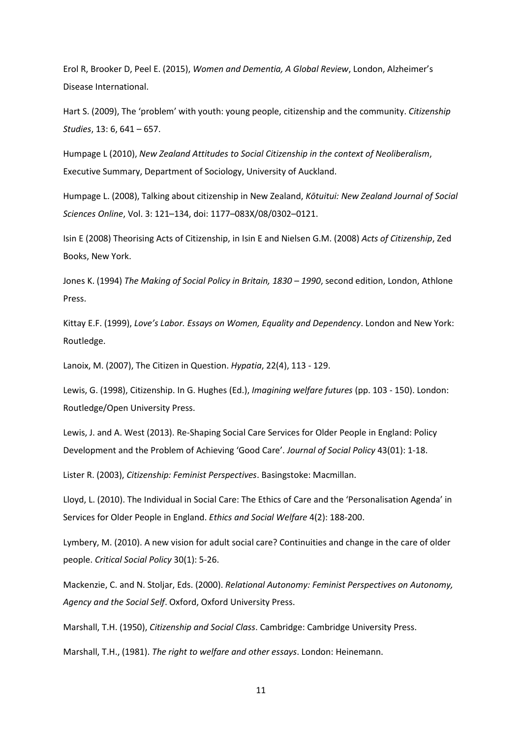Erol R, Brooker D, Peel E. (2015), *Women and Dementia, A Global Review*, London, Alzheimer's Disease International.

Hart S. (2009), The 'problem' with youth: young people, citizenship and the community. *Citizenship Studies*, 13: 6, 641 – 657.

Humpage L (2010), *New Zealand Attitudes to Social Citizenship in the context of Neoliberalism*, Executive Summary, Department of Sociology, University of Auckland.

Humpage L. (2008), Talking about citizenship in New Zealand, *Kōtuitui: New Zealand Journal of Social Sciences Online*, Vol. 3: 121–134, doi: 1177–083X/08/0302–0121.

Isin E (2008) Theorising Acts of Citizenship, in Isin E and Nielsen G.M. (2008) *Acts of Citizenship*, Zed Books, New York.

Jones K. (1994) *The Making of Social Policy in Britain, 1830 – 1990*, second edition, London, Athlone Press.

Kittay E.F. (1999), *Love's Labor. Essays on Women, Equality and Dependency*. London and New York: Routledge.

Lanoix, M. (2007), The Citizen in Question. *Hypatia*, 22(4), 113 - 129.

Lewis, G. (1998), Citizenship. In G. Hughes (Ed.), *Imagining welfare futures* (pp. 103 - 150). London: Routledge/Open University Press.

Lewis, J. and A. West (2013). Re-Shaping Social Care Services for Older People in England: Policy Development and the Problem of Achieving 'Good Care'. *Journal of Social Policy* 43(01): 1-18.

Lister R. (2003), *Citizenship: Feminist Perspectives*. Basingstoke: Macmillan.

Lloyd, L. (2010). The Individual in Social Care: The Ethics of Care and the 'Personalisation Agenda' in Services for Older People in England. *Ethics and Social Welfare* 4(2): 188-200.

Lymbery, M. (2010). A new vision for adult social care? Continuities and change in the care of older people. *Critical Social Policy* 30(1): 5-26.

Mackenzie, C. and N. Stoljar, Eds. (2000). *Relational Autonomy: Feminist Perspectives on Autonomy, Agency and the Social Self*. Oxford, Oxford University Press.

Marshall, T.H. (1950), *Citizenship and Social Class*. Cambridge: Cambridge University Press.

Marshall, T.H., (1981). *The right to welfare and other essays*. London: Heinemann.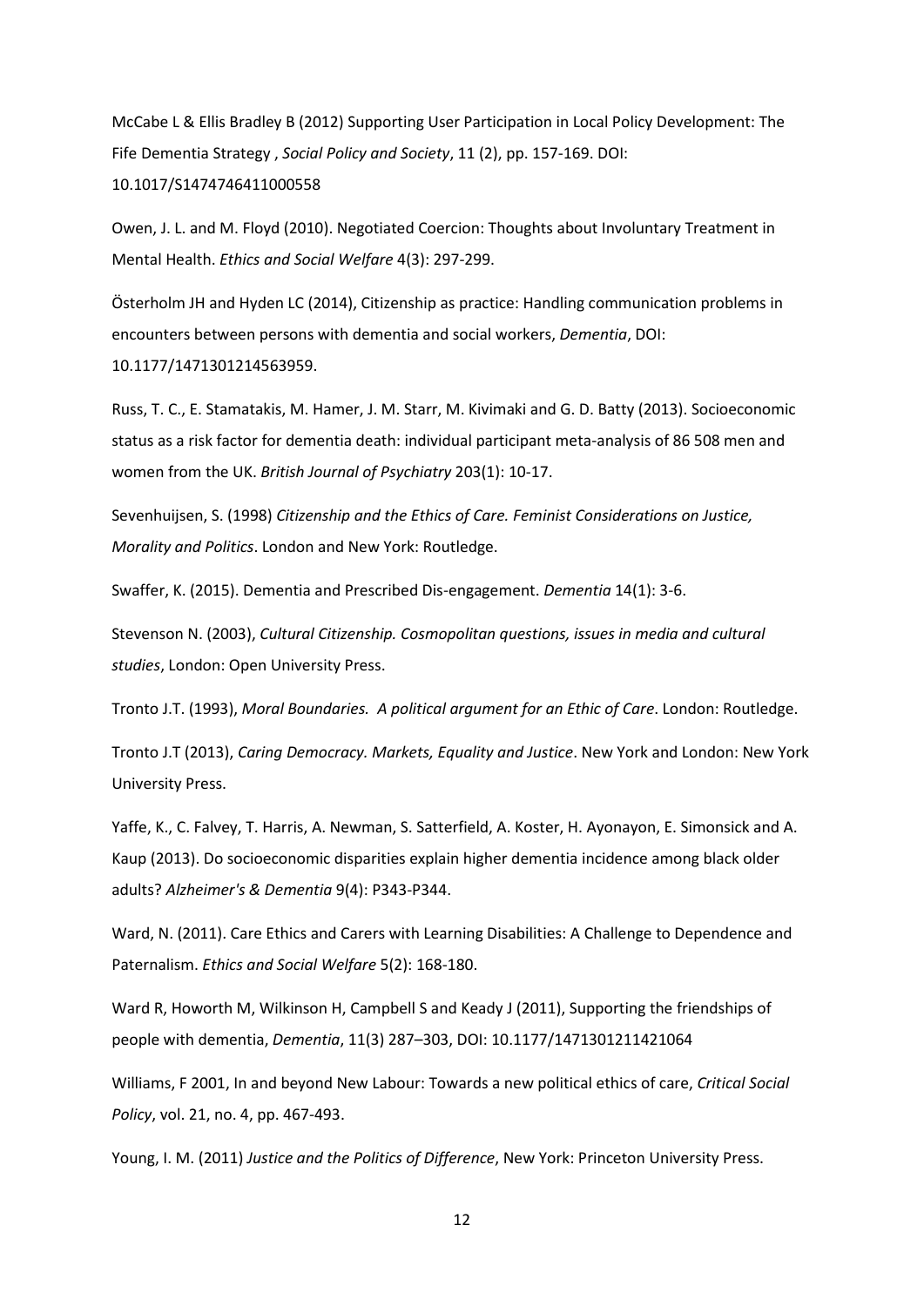McCabe L & Ellis Bradley B (2012) Supporting User Participation in Local Policy Development: The Fife Dementia Strategy , *Social Policy and Society*, 11 (2), pp. 157-169. DOI: 10.1017/S1474746411000558

Owen, J. L. and M. Floyd (2010). Negotiated Coercion: Thoughts about Involuntary Treatment in Mental Health. *Ethics and Social Welfare* 4(3): 297-299.

Österholm JH and Hyden LC (2014), Citizenship as practice: Handling communication problems in encounters between persons with dementia and social workers, *Dementia*, DOI: 10.1177/1471301214563959.

Russ, T. C., E. Stamatakis, M. Hamer, J. M. Starr, M. Kivimaki and G. D. Batty (2013). Socioeconomic status as a risk factor for dementia death: individual participant meta-analysis of 86 508 men and women from the UK. *British Journal of Psychiatry* 203(1): 10-17.

Sevenhuijsen, S. (1998) *Citizenship and the Ethics of Care. Feminist Considerations on Justice, Morality and Politics*. London and New York: Routledge.

Swaffer, K. (2015). Dementia and Prescribed Dis-engagement. *Dementia* 14(1): 3-6.

Stevenson N. (2003), *Cultural Citizenship. Cosmopolitan questions, issues in media and cultural studies*, London: Open University Press.

Tronto J.T. (1993), *Moral Boundaries. A political argument for an Ethic of Care*. London: Routledge.

Tronto J.T (2013), *Caring Democracy. Markets, Equality and Justice*. New York and London: New York University Press.

Yaffe, K., C. Falvey, T. Harris, A. Newman, S. Satterfield, A. Koster, H. Ayonayon, E. Simonsick and A. Kaup (2013). Do socioeconomic disparities explain higher dementia incidence among black older adults? *Alzheimer's & Dementia* 9(4): P343-P344.

Ward, N. (2011). Care Ethics and Carers with Learning Disabilities: A Challenge to Dependence and Paternalism. *Ethics and Social Welfare* 5(2): 168-180.

Ward R, Howorth M, Wilkinson H, Campbell S and Keady J (2011), Supporting the friendships of people with dementia, *Dementia*, 11(3) 287–303, DOI: 10.1177/1471301211421064

Williams, F 2001, In and beyond New Labour: Towards a new political ethics of care, *Critical Social Policy*, vol. 21, no. 4, pp. 467-493.

Young, I. M. (2011) *Justice and the Politics of Difference*, New York: Princeton University Press.